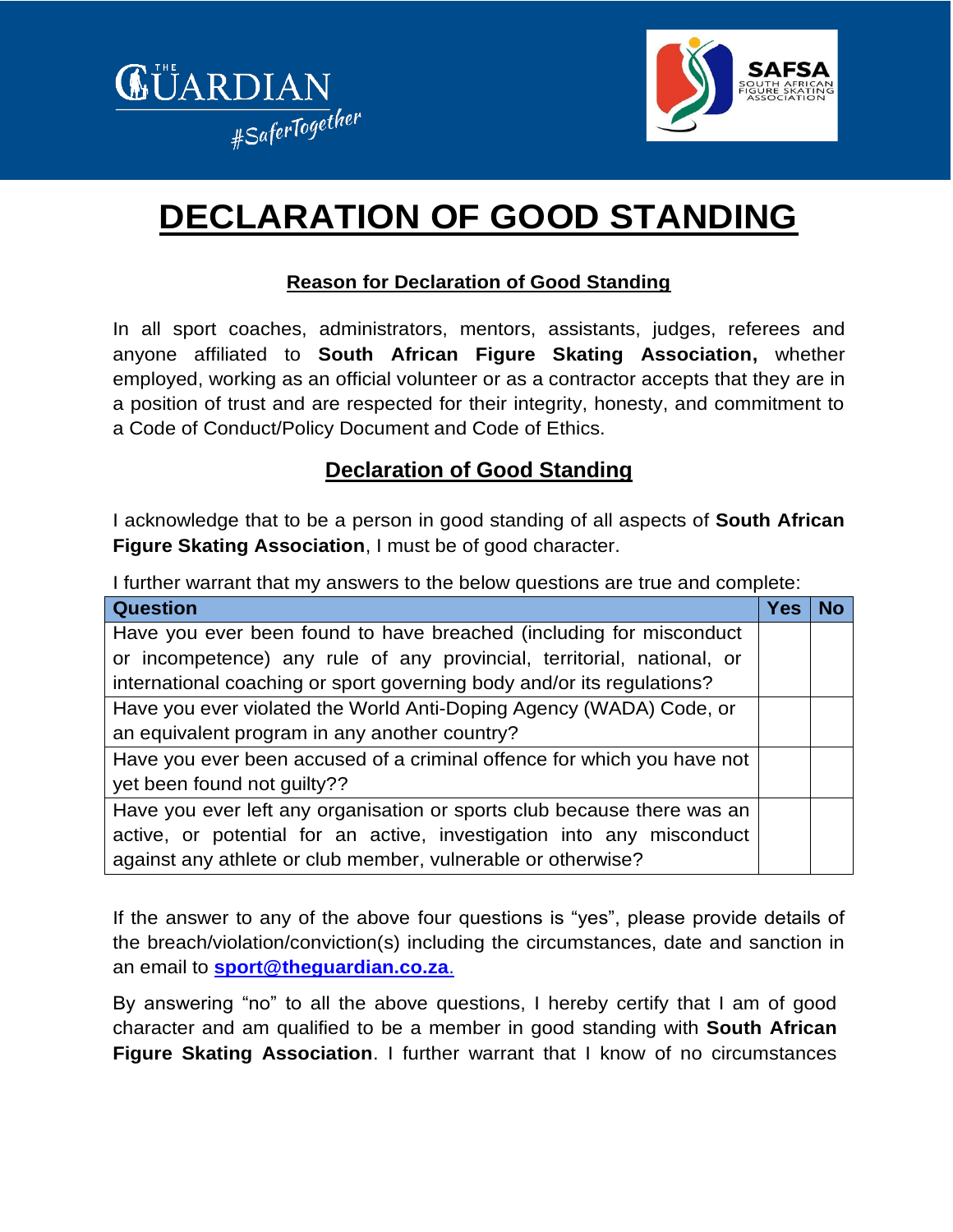# DECLARATION OF GOOD STANDING

## Reason for Declaration of Good Standing

In all sport coaches, administrators, mentors, assistants, judges, referees and anyone affiliated to **South African Figure Skating Association,** whether employed, working as an official volunteer or as a contractor accepts that they are in a position of trust and are respected for their integrity, honesty, and commitment to a Code of Conduct/Policy Document and Code of Ethics.

## Declaration of Good Standing

I acknowledge that to be a person in good standing of all aspects of **South African Figure Skating Association**, I must be of good character.

I further warrant that my answers to the below questions are true and complete:

| Question | Yes | No |
|---|---|---|
| Have you ever been found to have breached (including for misconduct or incompetence) any rule of any provincial, territorial, national, or international coaching or sport governing body and/or its regulations? | | |
| Have you ever violated the World Anti-Doping Agency (WADA) Code, or an equivalent program in any another country? | | |
| Have you ever been accused of a criminal offence for which you have not yet been found not guilty?? | | |
| Have you ever left any organisation or sports club because there was an active, or potential for an active, investigation into any misconduct against any athlete or club member, vulnerable or otherwise? | | |

If the answer to any of the above four questions is "yes", please provide details of the breach/violation/conviction(s) including the circumstances, date and sanction in an email to **sport@theguardian.co.za**.

By answering "no" to all the above questions, I hereby certify that I am of good character and am qualified to be a member in good standing with **South African Figure Skating Association**. I further warrant that I know of no circumstances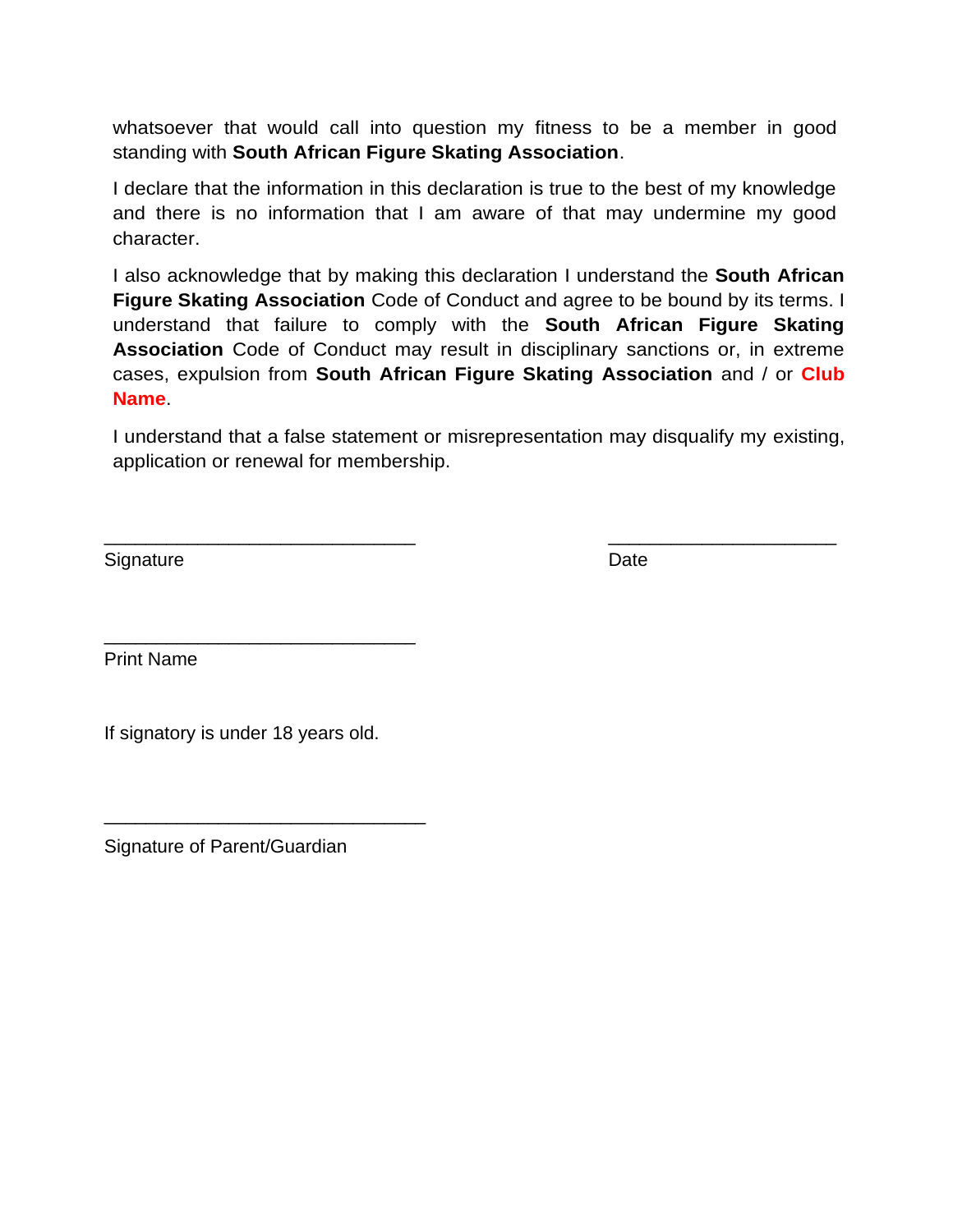whatsoever that would call into question my fitness to be a member in good standing with **South African Figure Skating Association**.

I declare that the information in this declaration is true to the best of my knowledge and there is no information that I am aware of that may undermine my good character.

I also acknowledge that by making this declaration I understand the **South African Figure Skating Association** Code of Conduct and agree to be bound by its terms. I understand that failure to comply with the **South African Figure Skating Association** Code of Conduct may result in disciplinary sanctions or, in extreme cases, expulsion from **South African Figure Skating Association** and / or **Club Name**.

I understand that a false statement or misrepresentation may disqualify my existing, application or renewal for membership.

______________________________ ______________________

Signature Date

______________________________

Print Name

If signatory is under 18 years old.

_______________________________

Signature of Parent/Guardian